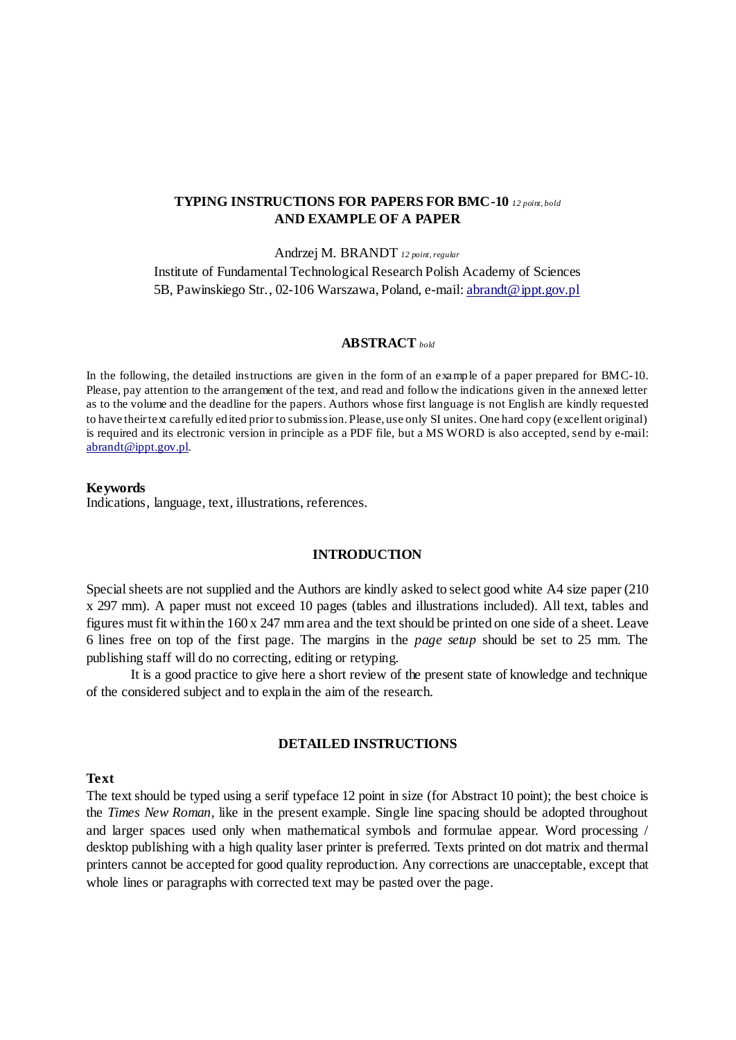# TYPING INSTRUCTIONS FOR PAPERS FOR BMC-10 *12 point, bold* AND EXAMPLE OF A PAPER

Andrzej M. BRANDT *12 point, regular*

Institute of Fundamental Technological Research Polish Academy of Sciences
5B, Pawinskiego Str., 02-106 Warszawa, Poland, e-mail: abrandt@ippt.gov.pl

## ABSTRACT *bold*

In the following, the detailed instructions are given in the form of an example of a paper prepared for BMC-10. Please, pay attention to the arrangement of the text, and read and follow the indications given in the annexed letter as to the volume and the deadline for the papers. Authors whose first language is not English are kindly requested to have their text carefully edited prior to submission. Please, use only SI unites. One hard copy (excellent original) is required and its electronic version in principle as a PDF file, but a MS WORD is also accepted, send by e-mail: abrandt@ippt.gov.pl.

**Keywords**
Indications, language, text, illustrations, references.

## INTRODUCTION

Special sheets are not supplied and the Authors are kindly asked to select good white A4 size paper (210 x 297 mm). A paper must not exceed 10 pages (tables and illustrations included). All text, tables and figures must fit within the 160 x 247 mm area and the text should be printed on one side of a sheet. Leave 6 lines free on top of the first page. The margins in the *page setup* should be set to 25 mm. The publishing staff will do no correcting, editing or retyping.

It is a good practice to give here a short review of the present state of knowledge and technique of the considered subject and to explain the aim of the research.

## DETAILED INSTRUCTIONS

### Text

The text should be typed using a serif typeface 12 point in size (for Abstract 10 point); the best choice is the *Times New Roman*, like in the present example. Single line spacing should be adopted throughout and larger spaces used only when mathematical symbols and formulae appear. Word processing / desktop publishing with a high quality laser printer is preferred. Texts printed on dot matrix and thermal printers cannot be accepted for good quality reproduction. Any corrections are unacceptable, except that whole lines or paragraphs with corrected text may be pasted over the page.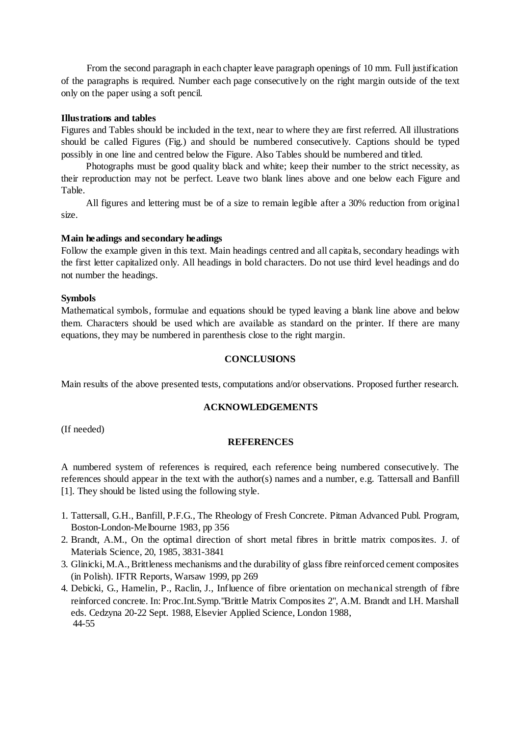From the second paragraph in each chapter leave paragraph openings of 10 mm. Full justification of the paragraphs is required. Number each page consecutively on the right margin outside of the text only on the paper using a soft pencil.

**Illustrations and tables**

Figures and Tables should be included in the text, near to where they are first referred. All illustrations should be called Figures (Fig.) and should be numbered consecutively. Captions should be typed possibly in one line and centred below the Figure. Also Tables should be numbered and titled.

Photographs must be good quality black and white; keep their number to the strict necessity, as their reproduction may not be perfect. Leave two blank lines above and one below each Figure and Table.

All figures and lettering must be of a size to remain legible after a 30% reduction from original size.

**Main headings and secondary headings**

Follow the example given in this text. Main headings centred and all capitals, secondary headings with the first letter capitalized only. All headings in bold characters. Do not use third level headings and do not number the headings.

**Symbols**

Mathematical symbols, formulae and equations should be typed leaving a blank line above and below them. Characters should be used which are available as standard on the printer. If there are many equations, they may be numbered in parenthesis close to the right margin.

## CONCLUSIONS

Main results of the above presented tests, computations and/or observations. Proposed further research.

## ACKNOWLEDGEMENTS

(If needed)

## REFERENCES

A numbered system of references is required, each reference being numbered consecutively. The references should appear in the text with the author(s) names and a number, e.g. Tattersall and Banfill [1]. They should be listed using the following style.

1. Tattersall, G.H., Banfill, P.F.G., The Rheology of Fresh Concrete. Pitman Advanced Publ. Program, Boston-London-Melbourne 1983, pp 356
2. Brandt, A.M., On the optimal direction of short metal fibres in brittle matrix composites. J. of Materials Science, 20, 1985, 3831-3841
3. Glinicki, M.A., Brittleness mechanisms and the durability of glass fibre reinforced cement composites (in Polish). IFTR Reports, Warsaw 1999, pp 269
4. Debicki, G., Hamelin, P., Raclin, J., Influence of fibre orientation on mechanical strength of fibre reinforced concrete. In: Proc.Int.Symp."Brittle Matrix Composites 2", A.M. Brandt and I.H. Marshall eds. Cedzyna 20-22 Sept. 1988, Elsevier Applied Science, London 1988, 44-55